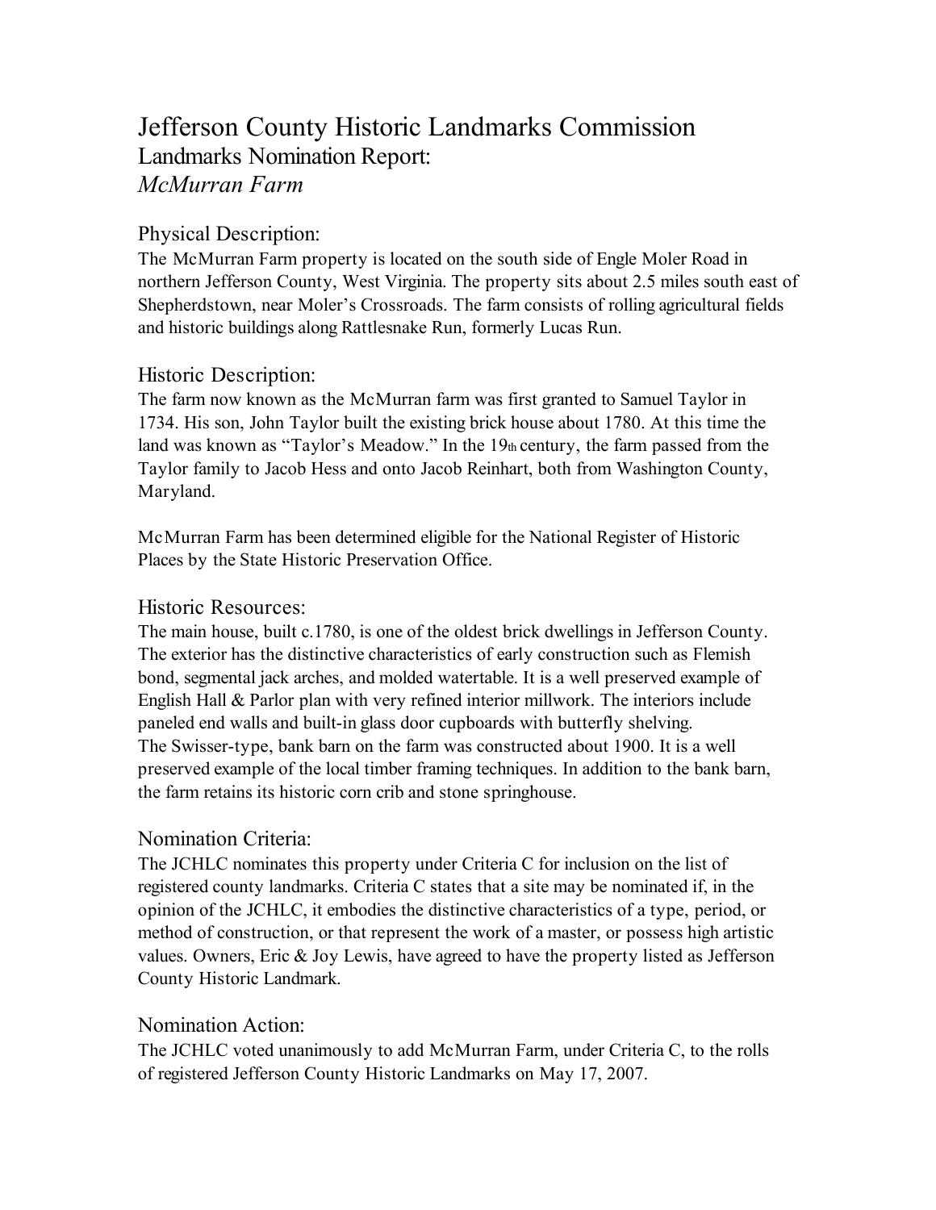# Jefferson County Historic Landmarks Commission

## Landmarks Nomination Report:

## *McMurran Farm*

### Physical Description:

The McMurran Farm property is located on the south side of Engle Moler Road in northern Jefferson County, West Virginia. The property sits about 2.5 miles south east of Shepherdstown, near Moler's Crossroads. The farm consists of rolling agricultural fields and historic buildings along Rattlesnake Run, formerly Lucas Run.

### Historic Description:

The farm now known as the McMurran farm was first granted to Samuel Taylor in 1734. His son, John Taylor built the existing brick house about 1780. At this time the land was known as "Taylor's Meadow." In the 19th century, the farm passed from the Taylor family to Jacob Hess and onto Jacob Reinhart, both from Washington County, Maryland.

McMurran Farm has been determined eligible for the National Register of Historic Places by the State Historic Preservation Office.

### Historic Resources:

The main house, built c.1780, is one of the oldest brick dwellings in Jefferson County. The exterior has the distinctive characteristics of early construction such as Flemish bond, segmental jack arches, and molded watertable. It is a well preserved example of English Hall & Parlor plan with very refined interior millwork. The interiors include paneled end walls and built-in glass door cupboards with butterfly shelving.
The Swisser-type, bank barn on the farm was constructed about 1900. It is a well preserved example of the local timber framing techniques. In addition to the bank barn, the farm retains its historic corn crib and stone springhouse.

### Nomination Criteria:

The JCHLC nominates this property under Criteria C for inclusion on the list of registered county landmarks. Criteria C states that a site may be nominated if, in the opinion of the JCHLC, it embodies the distinctive characteristics of a type, period, or method of construction, or that represent the work of a master, or possess high artistic values. Owners, Eric & Joy Lewis, have agreed to have the property listed as Jefferson County Historic Landmark.

### Nomination Action:

The JCHLC voted unanimously to add McMurran Farm, under Criteria C, to the rolls of registered Jefferson County Historic Landmarks on May 17, 2007.